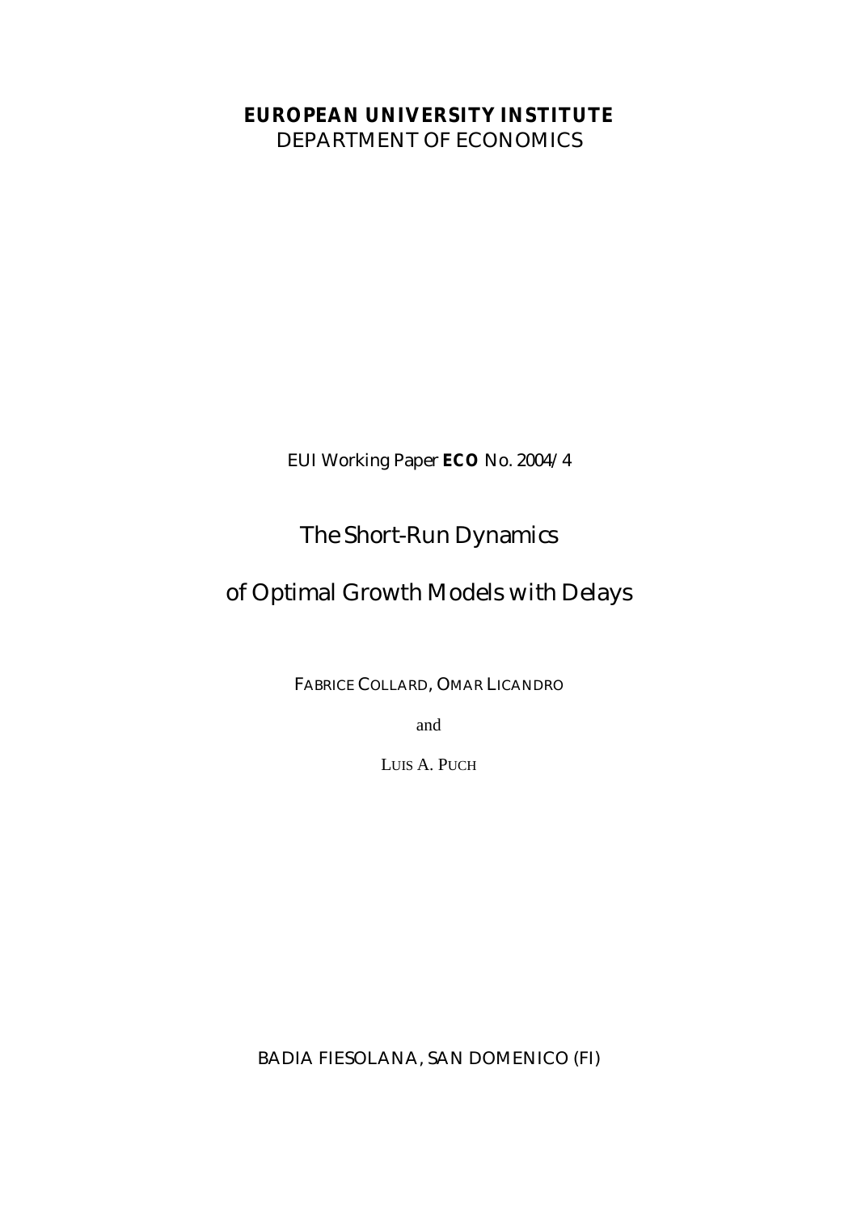**EUROPEAN UNIVERSITY INSTITUTE**
DEPARTMENT OF ECONOMICS

EUI Working Paper **ECO** No. 2004/4

# The Short-Run Dynamics of Optimal Growth Models with Delays

FABRICE COLLARD, OMAR LICANDRO

and

LUIS A. PUCH

BADIA FIESOLANA, SAN DOMENICO (FI)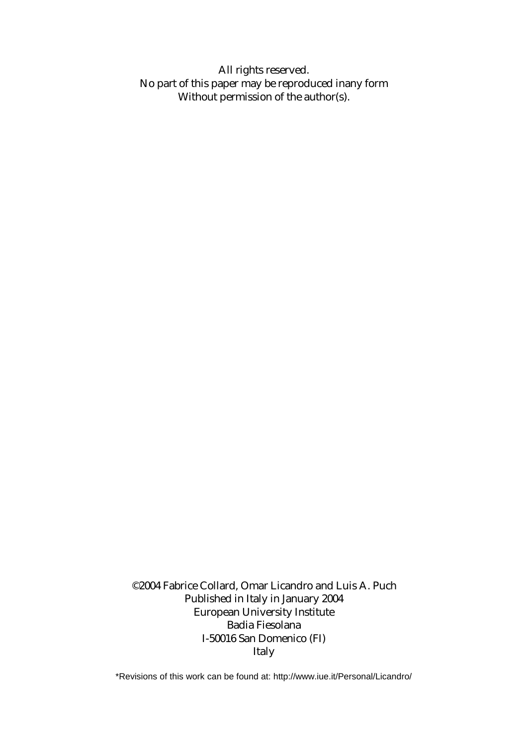All rights reserved.
No part of this paper may be reproduced inany form
Without permission of the author(s).

©2004 Fabrice Collard, Omar Licandro and Luis A. Puch
Published in Italy in January 2004
European University Institute
Badia Fiesolana
I-50016 San Domenico (FI)
Italy

*Revisions of this work can be found at: http://www.iue.it/Personal/Licandro/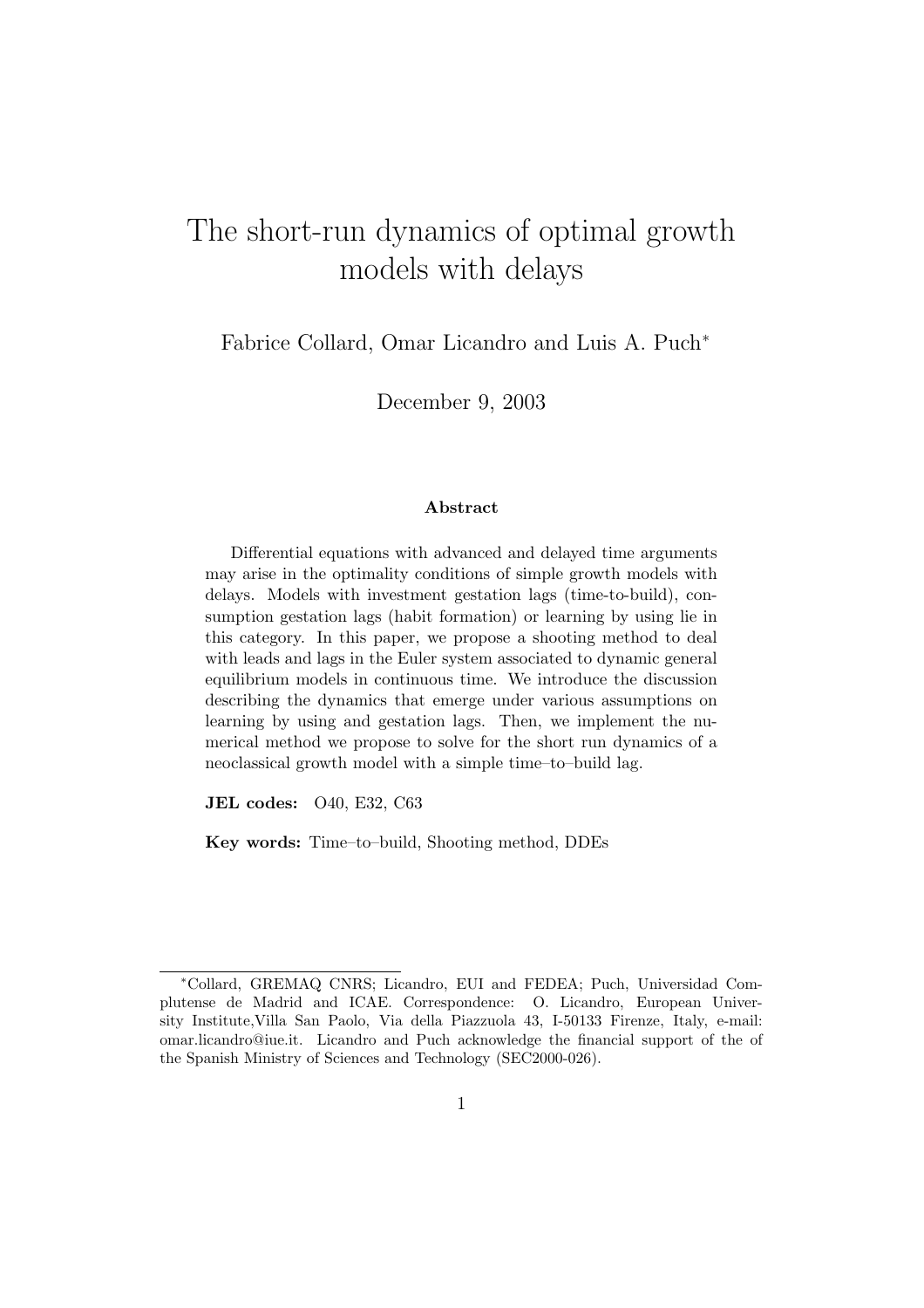# The short-run dynamics of optimal growth models with delays

Fabrice Collard, Omar Licandro and Luis A. Puch*

December 9, 2003

### Abstract

Differential equations with advanced and delayed time arguments may arise in the optimality conditions of simple growth models with delays. Models with investment gestation lags (time-to-build), consumption gestation lags (habit formation) or learning by using lie in this category. In this paper, we propose a shooting method to deal with leads and lags in the Euler system associated to dynamic general equilibrium models in continuous time. We introduce the discussion describing the dynamics that emerge under various assumptions on learning by using and gestation lags. Then, we implement the numerical method we propose to solve for the short run dynamics of a neoclassical growth model with a simple time–to–build lag.

**JEL codes:** O40, E32, C63

**Key words:** Time–to–build, Shooting method, DDEs

---

*Collard, GREMAQ CNRS; Licandro, EUI and FEDEA; Puch, Universidad Complutense de Madrid and ICAE. Correspondence: O. Licandro, European University Institute,Villa San Paolo, Via della Piazzuola 43, I-50133 Firenze, Italy, e-mail: omar.licandro@iue.it. Licandro and Puch acknowledge the financial support of the of the Spanish Ministry of Sciences and Technology (SEC2000-026).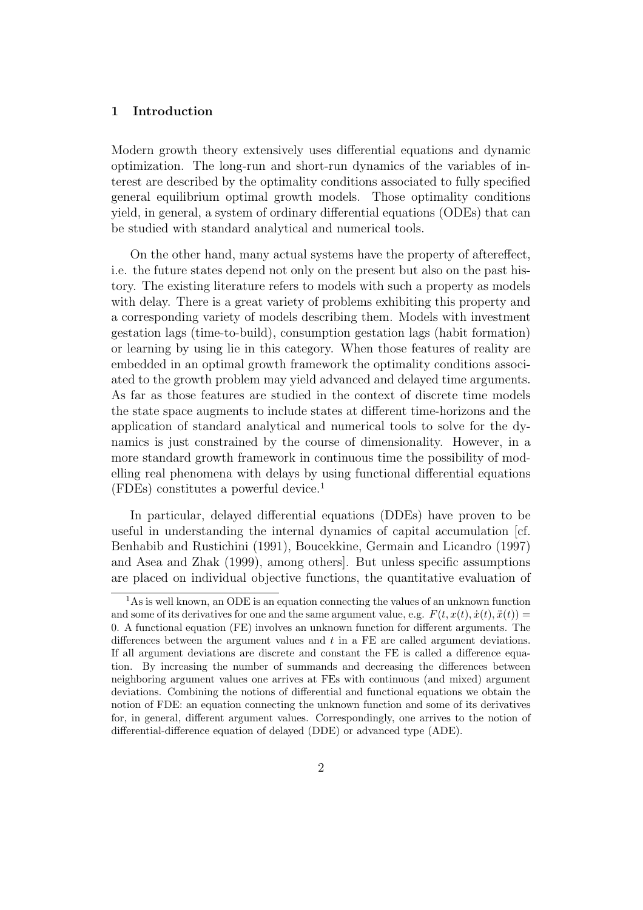## 1 Introduction

Modern growth theory extensively uses differential equations and dynamic optimization. The long-run and short-run dynamics of the variables of interest are described by the optimality conditions associated to fully specified general equilibrium optimal growth models. Those optimality conditions yield, in general, a system of ordinary differential equations (ODEs) that can be studied with standard analytical and numerical tools.

On the other hand, many actual systems have the property of aftereffect, i.e. the future states depend not only on the present but also on the past history. The existing literature refers to models with such a property as models with delay. There is a great variety of problems exhibiting this property and a corresponding variety of models describing them. Models with investment gestation lags (time-to-build), consumption gestation lags (habit formation) or learning by using lie in this category. When those features of reality are embedded in an optimal growth framework the optimality conditions associated to the growth problem may yield advanced and delayed time arguments. As far as those features are studied in the context of discrete time models the state space augments to include states at different time-horizons and the application of standard analytical and numerical tools to solve for the dynamics is just constrained by the course of dimensionality. However, in a more standard growth framework in continuous time the possibility of modelling real phenomena with delays by using functional differential equations (FDEs) constitutes a powerful device.[1]

In particular, delayed differential equations (DDEs) have proven to be useful in understanding the internal dynamics of capital accumulation [cf. Benhabib and Rustichini (1991), Boucekkine, Germain and Licandro (1997) and Asea and Zhak (1999), among others]. But unless specific assumptions are placed on individual objective functions, the quantitative evaluation of

[1] As is well known, an ODE is an equation connecting the values of an unknown function and some of its derivatives for one and the same argument value, e.g. $F(t, x(t), \dot{x}(t), \ddot{x}(t)) = 0$. A functional equation (FE) involves an unknown function for different arguments. The differences between the argument values and $t$ in a FE are called argument deviations. If all argument deviations are discrete and constant the FE is called a difference equation. By increasing the number of summands and decreasing the differences between neighboring argument values one arrives at FEs with continuous (and mixed) argument deviations. Combining the notions of differential and functional equations we obtain the notion of FDE: an equation connecting the unknown function and some of its derivatives for, in general, different argument values. Correspondingly, one arrives to the notion of differential-difference equation of delayed (DDE) or advanced type (ADE).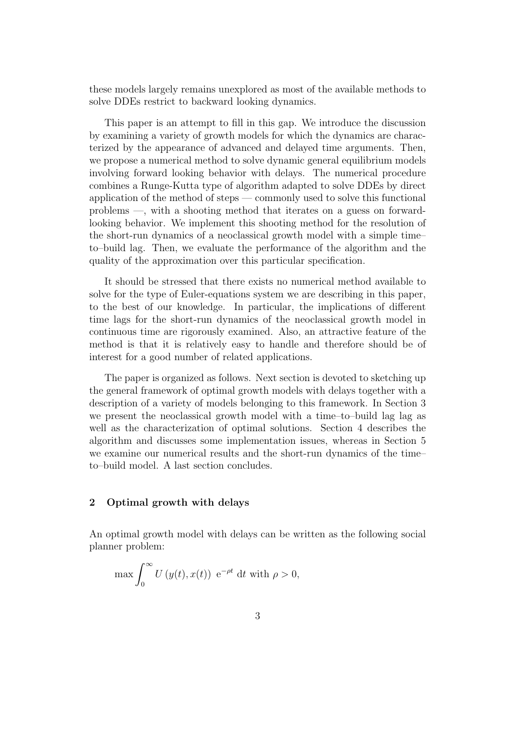these models largely remains unexplored as most of the available methods to solve DDEs restrict to backward looking dynamics.

This paper is an attempt to fill in this gap. We introduce the discussion by examining a variety of growth models for which the dynamics are characterized by the appearance of advanced and delayed time arguments. Then, we propose a numerical method to solve dynamic general equilibrium models involving forward looking behavior with delays. The numerical procedure combines a Runge-Kutta type of algorithm adapted to solve DDEs by direct application of the method of steps — commonly used to solve this functional problems —, with a shooting method that iterates on a guess on forward-looking behavior. We implement this shooting method for the resolution of the short-run dynamics of a neoclassical growth model with a simple time–to–build lag. Then, we evaluate the performance of the algorithm and the quality of the approximation over this particular specification.

It should be stressed that there exists no numerical method available to solve for the type of Euler-equations system we are describing in this paper, to the best of our knowledge. In particular, the implications of different time lags for the short-run dynamics of the neoclassical growth model in continuous time are rigorously examined. Also, an attractive feature of the method is that it is relatively easy to handle and therefore should be of interest for a good number of related applications.

The paper is organized as follows. Next section is devoted to sketching up the general framework of optimal growth models with delays together with a description of a variety of models belonging to this framework. In Section 3 we present the neoclassical growth model with a time–to–build lag lag as well as the characterization of optimal solutions. Section 4 describes the algorithm and discusses some implementation issues, whereas in Section 5 we examine our numerical results and the short-run dynamics of the time–to–build model. A last section concludes.

## 2 Optimal growth with delays

An optimal growth model with delays can be written as the following social planner problem:

$$\max \int_0^\infty U\left(y(t), x(t)\right)\ \mathrm{e}^{-\rho t}\ \mathrm{d}t \text{ with } \rho > 0,$$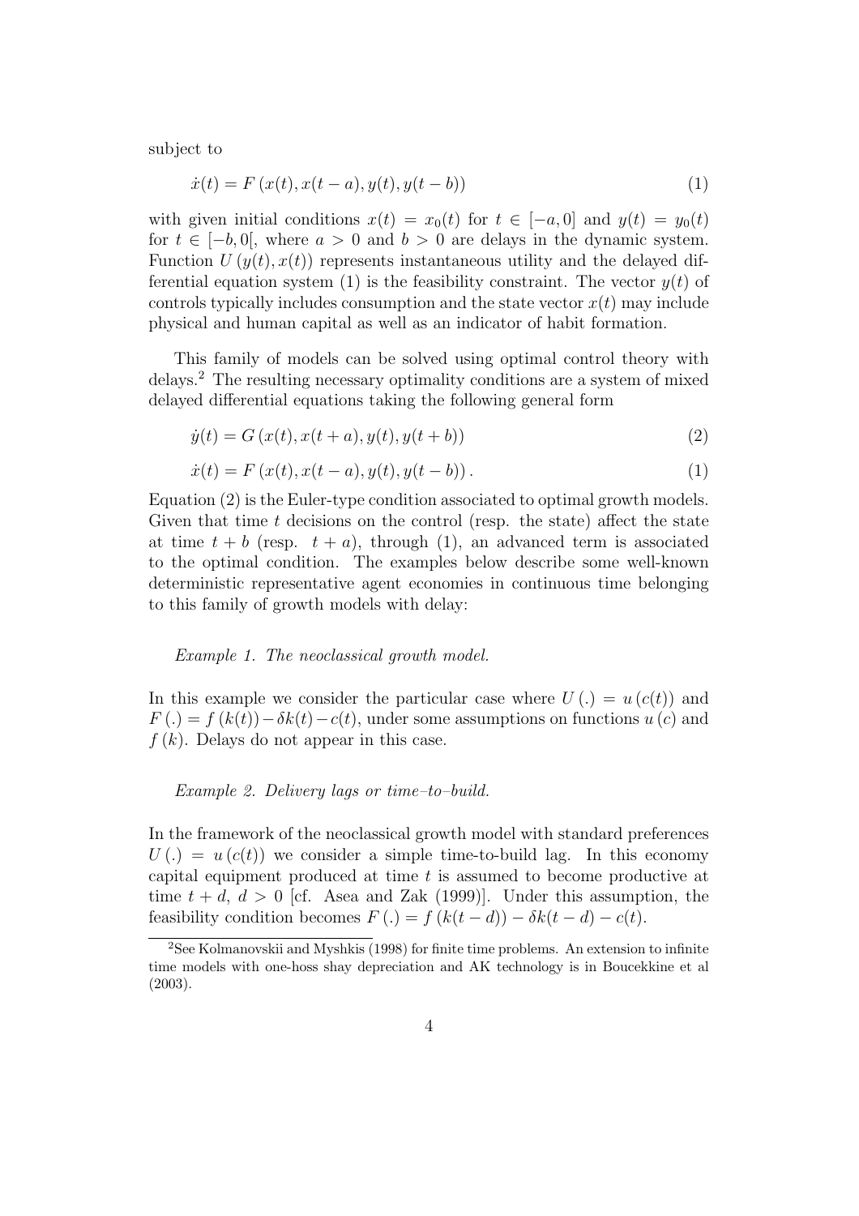subject to

$$\dot{x}(t) = F\left(x(t), x(t-a), y(t), y(t-b)\right) \tag{1}$$

with given initial conditions $x(t) = x_0(t)$ for $t \in [-a, 0]$ and $y(t) = y_0(t)$ for $t \in [-b, 0[$, where $a > 0$ and $b > 0$ are delays in the dynamic system. Function $U\left(y(t), x(t)\right)$ represents instantaneous utility and the delayed differential equation system (1) is the feasibility constraint. The vector $y(t)$ of controls typically includes consumption and the state vector $x(t)$ may include physical and human capital as well as an indicator of habit formation.

This family of models can be solved using optimal control theory with delays.[2] The resulting necessary optimality conditions are a system of mixed delayed differential equations taking the following general form

$$\dot{y}(t) = G\left(x(t), x(t+a), y(t), y(t+b)\right) \tag{2}$$

$$\dot{x}(t) = F\left(x(t), x(t-a), y(t), y(t-b)\right). \tag{1}$$

Equation (2) is the Euler-type condition associated to optimal growth models. Given that time $t$ decisions on the control (resp. the state) affect the state at time $t+b$ (resp. $t+a$), through (1), an advanced term is associated to the optimal condition. The examples below describe some well-known deterministic representative agent economies in continuous time belonging to this family of growth models with delay:

*Example 1. The neoclassical growth model.*

In this example we consider the particular case where $U\left(.\right) = u\left(c(t)\right)$ and $F\left(.\right) = f\left(k(t)\right) - \delta k(t) - c(t)$, under some assumptions on functions $u\left(c\right)$ and $f\left(k\right)$. Delays do not appear in this case.

*Example 2. Delivery lags or time–to–build.*

In the framework of the neoclassical growth model with standard preferences $U\left(.\right) = u\left(c(t)\right)$ we consider a simple time-to-build lag. In this economy capital equipment produced at time $t$ is assumed to become productive at time $t+d$, $d > 0$ [cf. Asea and Zak (1999)]. Under this assumption, the feasibility condition becomes $F\left(.\right) = f\left(k(t-d)\right) - \delta k(t-d) - c(t)$.

[2] See Kolmanovskii and Myshkis (1998) for finite time problems. An extension to infinite time models with one-hoss shay depreciation and AK technology is in Boucekkine et al (2003).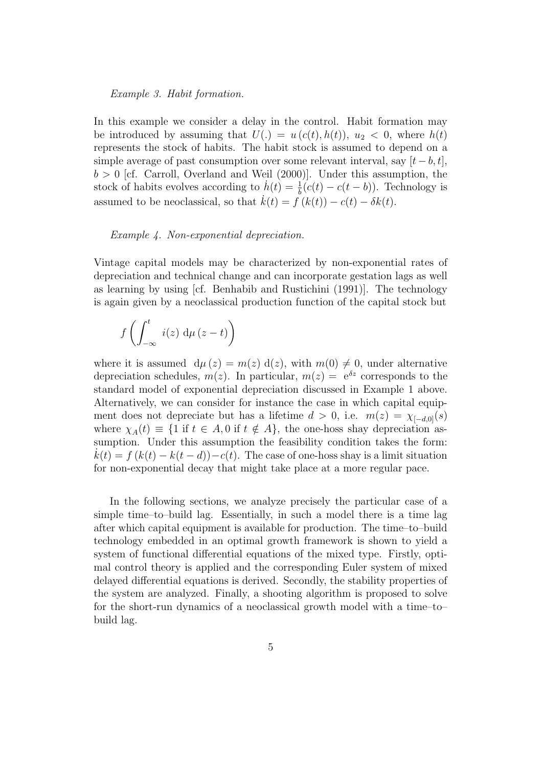*Example 3. Habit formation.*

In this example we consider a delay in the control. Habit formation may be introduced by assuming that $U(.) = u\left(c(t), h(t)\right)$, $u_2 < 0$, where $h(t)$ represents the stock of habits. The habit stock is assumed to depend on a simple average of past consumption over some relevant interval, say $[t-b, t]$, $b > 0$ [cf. Carroll, Overland and Weil (2000)]. Under this assumption, the stock of habits evolves according to $\dot{h}(t) = \frac{1}{b}(c(t) - c(t-b))$. Technology is assumed to be neoclassical, so that $\dot{k}(t) = f\left(k(t)\right) - c(t) - \delta k(t)$.

*Example 4. Non-exponential depreciation.*

Vintage capital models may be characterized by non-exponential rates of depreciation and technical change and can incorporate gestation lags as well as learning by using [cf. Benhabib and Rustichini (1991)]. The technology is again given by a neoclassical production function of the capital stock but

$$f\left(\int_{-\infty}^{t} i(z)\ \mathrm{d}\mu\left(z-t\right)\right)$$

where it is assumed $\mathrm{d}\mu\left(z\right) = m(z)\ \mathrm{d}(z)$, with $m(0) \neq 0$, under alternative depreciation schedules, $m(z)$. In particular, $m(z) = \mathrm{e}^{\delta z}$ corresponds to the standard model of exponential depreciation discussed in Example 1 above. Alternatively, we can consider for instance the case in which capital equipment does not depreciate but has a lifetime $d > 0$, i.e. $m(z) = \chi_{[-d,0]}(s)$ where $\chi_A(t) \equiv \{1 \text{ if } t \in A, 0 \text{ if } t \notin A\}$, the one-hoss shay depreciation assumption. Under this assumption the feasibility condition takes the form: $\dot{k}(t) = f\left(k(t) - k(t-d)\right) - c(t)$. The case of one-hoss shay is a limit situation for non-exponential decay that might take place at a more regular pace.

In the following sections, we analyze precisely the particular case of a simple time–to–build lag. Essentially, in such a model there is a time lag after which capital equipment is available for production. The time–to–build technology embedded in an optimal growth framework is shown to yield a system of functional differential equations of the mixed type. Firstly, optimal control theory is applied and the corresponding Euler system of mixed delayed differential equations is derived. Secondly, the stability properties of the system are analyzed. Finally, a shooting algorithm is proposed to solve for the short-run dynamics of a neoclassical growth model with a time–to–build lag.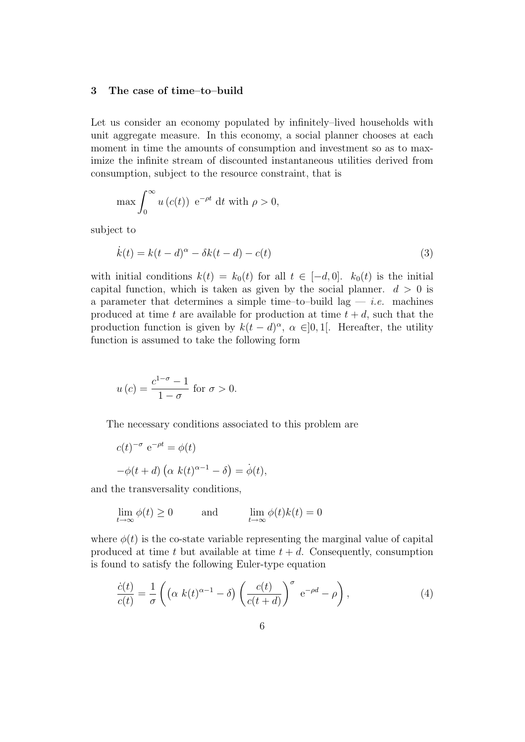## 3 The case of time–to–build

Let us consider an economy populated by infinitely–lived households with unit aggregate measure. In this economy, a social planner chooses at each moment in time the amounts of consumption and investment so as to maximize the infinite stream of discounted instantaneous utilities derived from consumption, subject to the resource constraint, that is

$$\max \int_0^\infty u\left(c(t)\right)\ \mathrm{e}^{-\rho t}\ \mathrm{d}t \text{ with } \rho > 0,$$

subject to

$$\dot{k}(t) = k(t-d)^\alpha - \delta k(t-d) - c(t) \tag{3}$$

with initial conditions $k(t) = k_0(t)$ for all $t \in [-d, 0]$. $k_0(t)$ is the initial capital function, which is taken as given by the social planner. $d > 0$ is a parameter that determines a simple time–to–build lag — *i.e.* machines produced at time $t$ are available for production at time $t + d$, such that the production function is given by $k(t-d)^\alpha$, $\alpha \in ]0, 1[$. Hereafter, the utility function is assumed to take the following form

$$u\left(c\right) = \frac{c^{1-\sigma} - 1}{1 - \sigma} \text{ for } \sigma > 0.$$

The necessary conditions associated to this problem are

$$c(t)^{-\sigma}\ \mathrm{e}^{-\rho t} = \phi(t)$$

$$-\phi(t+d)\left(\alpha\ k(t)^{\alpha-1} - \delta\right) = \dot{\phi}(t),$$

and the transversality conditions,

$$\lim_{t\to\infty} \phi(t) \geq 0 \qquad \text{and} \qquad \lim_{t\to\infty} \phi(t)k(t) = 0$$

where $\phi(t)$ is the co-state variable representing the marginal value of capital produced at time $t$ but available at time $t + d$. Consequently, consumption is found to satisfy the following Euler-type equation

$$\frac{\dot{c}(t)}{c(t)} = \frac{1}{\sigma}\left(\left(\alpha\ k(t)^{\alpha-1} - \delta\right)\left(\frac{c(t)}{c(t+d)}\right)^\sigma\ \mathrm{e}^{-\rho d} - \rho\right), \tag{4}$$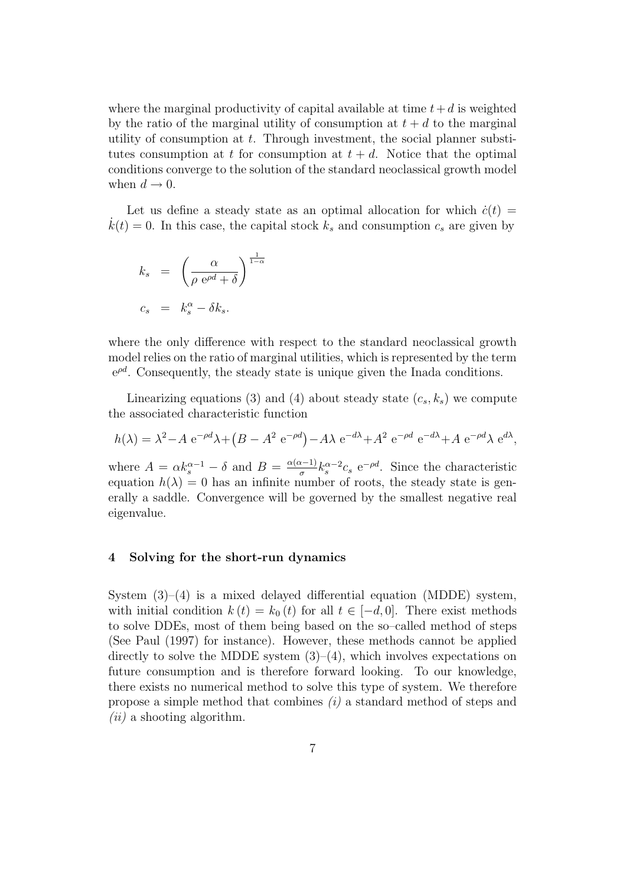where the marginal productivity of capital available at time $t+d$ is weighted by the ratio of the marginal utility of consumption at $t+d$ to the marginal utility of consumption at $t$. Through investment, the social planner substitutes consumption at $t$ for consumption at $t+d$. Notice that the optimal conditions converge to the solution of the standard neoclassical growth model when $d \to 0$.

Let us define a steady state as an optimal allocation for which $\dot{c}(t) = \dot{k}(t) = 0$. In this case, the capital stock $k_s$ and consumption $c_s$ are given by

$$
\begin{aligned}
k_s &= \left(\frac{\alpha}{\rho\ \mathrm{e}^{\rho d} + \delta}\right)^{\frac{1}{1-\alpha}} \\
c_s &= k_s^{\alpha} - \delta k_s.
\end{aligned}
$$

where the only difference with respect to the standard neoclassical growth model relies on the ratio of marginal utilities, which is represented by the term $\mathrm{e}^{\rho d}$. Consequently, the steady state is unique given the Inada conditions.

Linearizing equations (3) and (4) about steady state $(c_s, k_s)$ we compute the associated characteristic function

$$
h(\lambda) = \lambda^2 - A\ \mathrm{e}^{-\rho d}\lambda + \left(B - A^2\ \mathrm{e}^{-\rho d}\right) - A\lambda\ \mathrm{e}^{-d\lambda} + A^2\ \mathrm{e}^{-\rho d}\ \mathrm{e}^{-d\lambda} + A\ \mathrm{e}^{-\rho d}\lambda\ \mathrm{e}^{d\lambda},
$$

where $A = \alpha k_s^{\alpha-1} - \delta$ and $B = \frac{\alpha(\alpha-1)}{\sigma} k_s^{\alpha-2} c_s\ \mathrm{e}^{-\rho d}$. Since the characteristic equation $h(\lambda) = 0$ has an infinite number of roots, the steady state is generally a saddle. Convergence will be governed by the smallest negative real eigenvalue.

## 4 Solving for the short-run dynamics

System (3)–(4) is a mixed delayed differential equation (MDDE) system, with initial condition $k(t) = k_0(t)$ for all $t \in [-d, 0]$. There exist methods to solve DDEs, most of them being based on the so–called method of steps (See Paul (1997) for instance). However, these methods cannot be applied directly to solve the MDDE system (3)–(4), which involves expectations on future consumption and is therefore forward looking. To our knowledge, there exists no numerical method to solve this type of system. We therefore propose a simple method that combines *(i)* a standard method of steps and *(ii)* a shooting algorithm.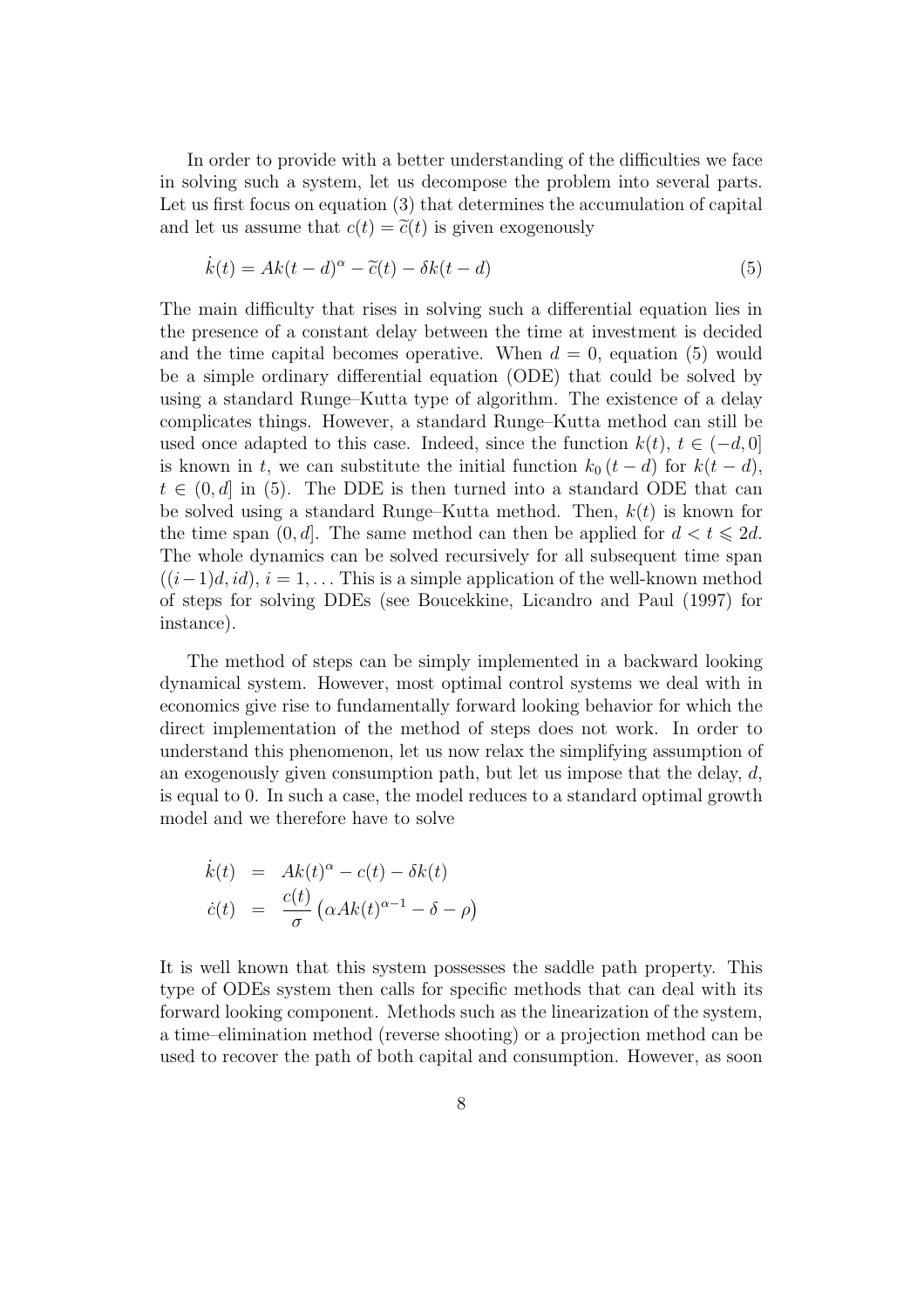In order to provide with a better understanding of the difficulties we face in solving such a system, let us decompose the problem into several parts. Let us first focus on equation (3) that determines the accumulation of capital and let us assume that $c(t) = \widetilde{c}(t)$ is given exogenously

$$\dot{k}(t) = Ak(t-d)^{\alpha} - \widetilde{c}(t) - \delta k(t-d) \tag{5}$$

The main difficulty that rises in solving such a differential equation lies in the presence of a constant delay between the time at investment is decided and the time capital becomes operative. When $d = 0$, equation (5) would be a simple ordinary differential equation (ODE) that could be solved by using a standard Runge–Kutta type of algorithm. The existence of a delay complicates things. However, a standard Runge–Kutta method can still be used once adapted to this case. Indeed, since the function $k(t)$, $t \in (-d, 0]$ is known in $t$, we can substitute the initial function $k_0\,(t-d)$ for $k(t-d)$, $t \in (0, d]$ in (5). The DDE is then turned into a standard ODE that can be solved using a standard Runge–Kutta method. Then, $k(t)$ is known for the time span $(0, d]$. The same method can then be applied for $d < t \leqslant 2d$. The whole dynamics can be solved recursively for all subsequent time span $((i-1)d, id)$, $i = 1, \ldots$ This is a simple application of the well-known method of steps for solving DDEs (see Boucekkine, Licandro and Paul (1997) for instance).

The method of steps can be simply implemented in a backward looking dynamical system. However, most optimal control systems we deal with in economics give rise to fundamentally forward looking behavior for which the direct implementation of the method of steps does not work. In order to understand this phenomenon, let us now relax the simplifying assumption of an exogenously given consumption path, but let us impose that the delay, $d$, is equal to 0. In such a case, the model reduces to a standard optimal growth model and we therefore have to solve

$$\begin{aligned}
\dot{k}(t) &= Ak(t)^{\alpha} - c(t) - \delta k(t) \\
\dot{c}(t) &= \frac{c(t)}{\sigma}\left(\alpha A k(t)^{\alpha-1} - \delta - \rho\right)
\end{aligned}$$

It is well known that this system possesses the saddle path property. This type of ODEs system then calls for specific methods that can deal with its forward looking component. Methods such as the linearization of the system, a time–elimination method (reverse shooting) or a projection method can be used to recover the path of both capital and consumption. However, as soon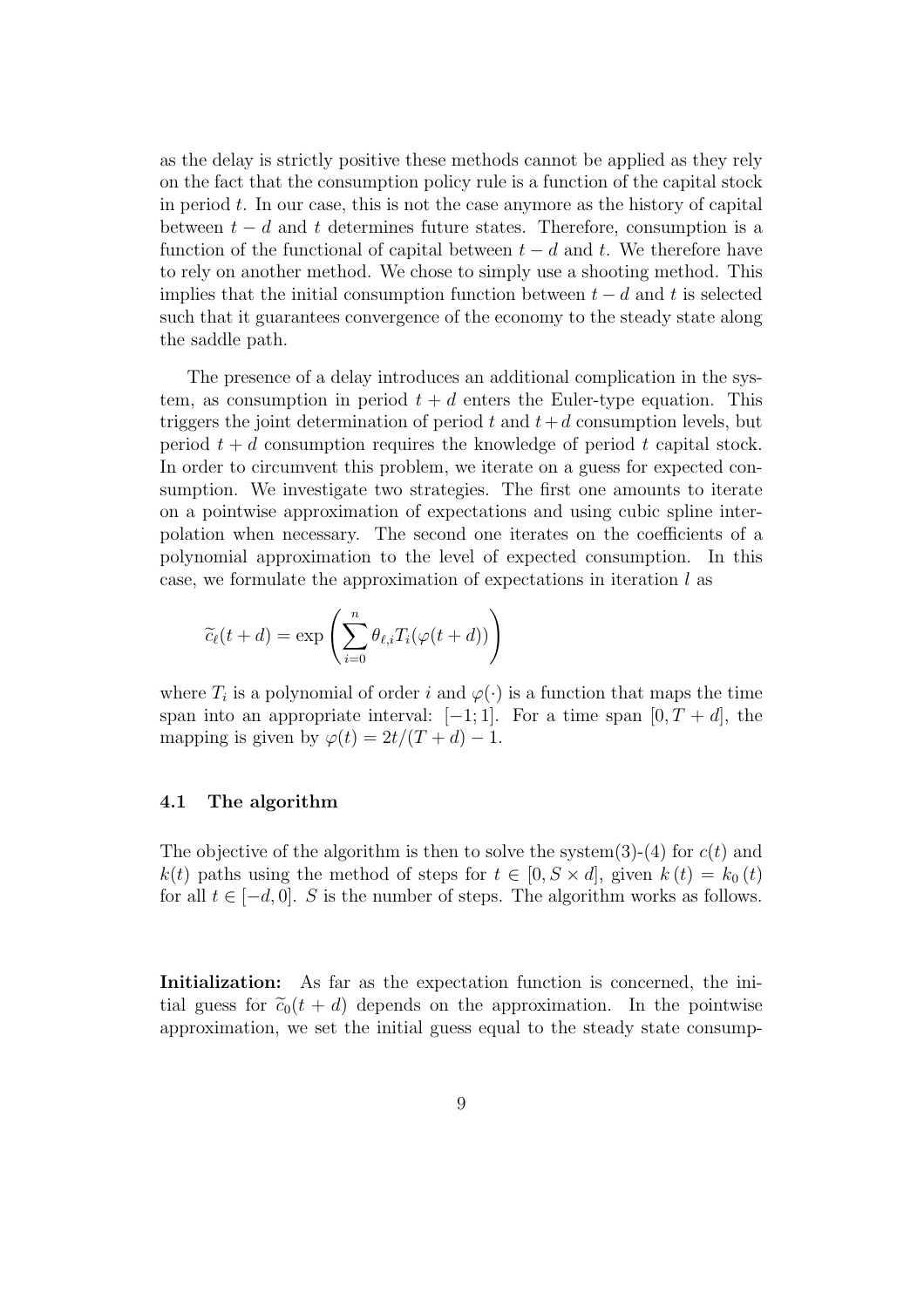as the delay is strictly positive these methods cannot be applied as they rely on the fact that the consumption policy rule is a function of the capital stock in period $t$. In our case, this is not the case anymore as the history of capital between $t-d$ and $t$ determines future states. Therefore, consumption is a function of the functional of capital between $t-d$ and $t$. We therefore have to rely on another method. We chose to simply use a shooting method. This implies that the initial consumption function between $t-d$ and $t$ is selected such that it guarantees convergence of the economy to the steady state along the saddle path.

The presence of a delay introduces an additional complication in the system, as consumption in period $t+d$ enters the Euler-type equation. This triggers the joint determination of period $t$ and $t+d$ consumption levels, but period $t+d$ consumption requires the knowledge of period $t$ capital stock. In order to circumvent this problem, we iterate on a guess for expected consumption. We investigate two strategies. The first one amounts to iterate on a pointwise approximation of expectations and using cubic spline interpolation when necessary. The second one iterates on the coefficients of a polynomial approximation to the level of expected consumption. In this case, we formulate the approximation of expectations in iteration $l$ as

$$\widetilde{c}_\ell(t+d) = \exp\left(\sum_{i=0}^{n} \theta_{\ell,i} T_i(\varphi(t+d))\right)$$

where $T_i$ is a polynomial of order $i$ and $\varphi(\cdot)$ is a function that maps the time span into an appropriate interval: $[-1;1]$. For a time span $[0, T+d]$, the mapping is given by $\varphi(t) = 2t/(T+d) - 1$.

### 4.1 The algorithm

The objective of the algorithm is then to solve the system(3)-(4) for $c(t)$ and $k(t)$ paths using the method of steps for $t \in [0, S \times d]$, given $k(t) = k_0(t)$ for all $t \in [-d, 0]$. $S$ is the number of steps. The algorithm works as follows.

**Initialization:** As far as the expectation function is concerned, the initial guess for $\widetilde{c}_0(t+d)$ depends on the approximation. In the pointwise approximation, we set the initial guess equal to the steady state consump-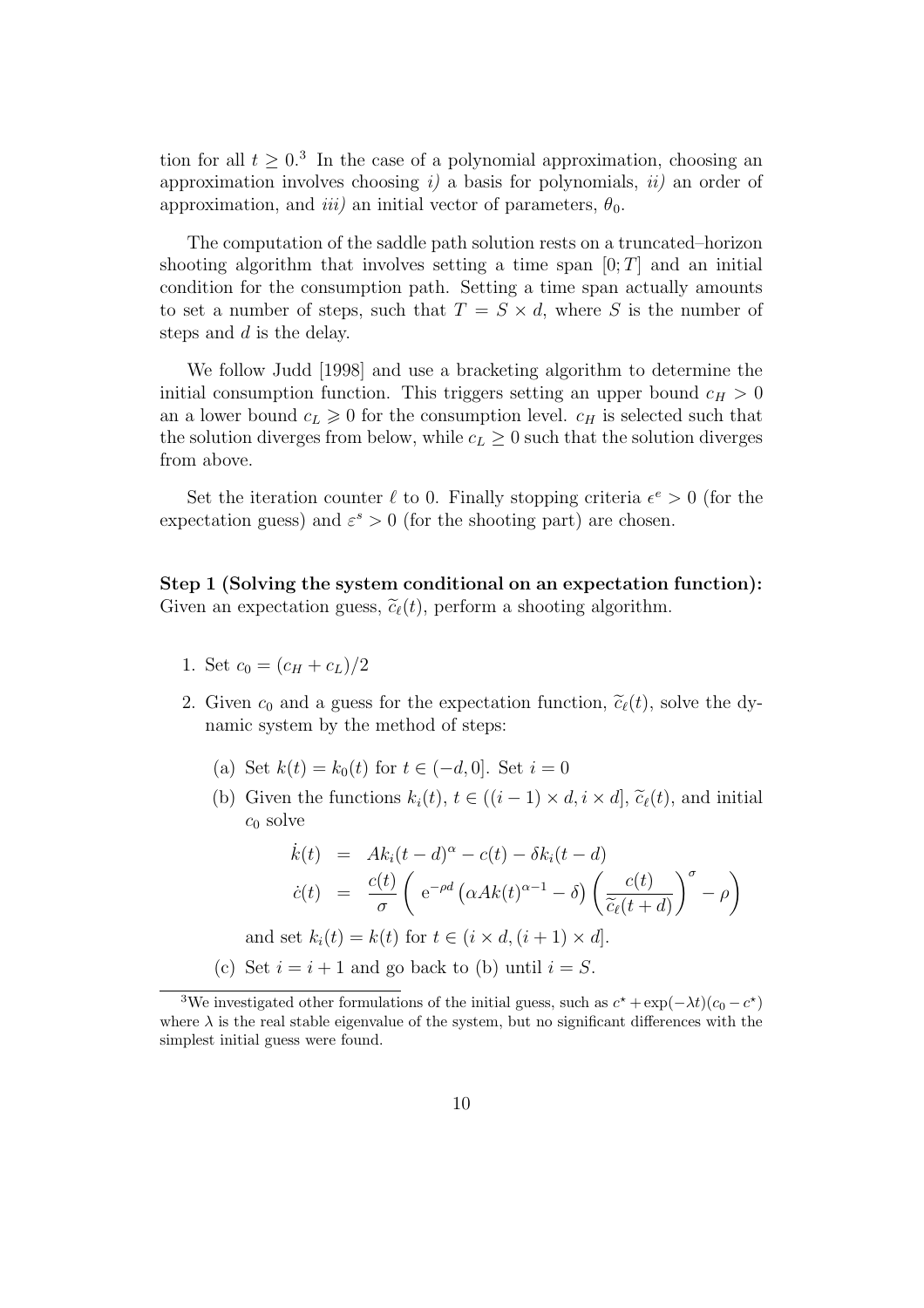tion for all $t \geq 0$.[3] In the case of a polynomial approximation, choosing an approximation involves choosing *i)* a basis for polynomials, *ii)* an order of approximation, and *iii)* an initial vector of parameters, $\theta_0$.

The computation of the saddle path solution rests on a truncated–horizon shooting algorithm that involves setting a time span $[0; T]$ and an initial condition for the consumption path. Setting a time span actually amounts to set a number of steps, such that $T = S \times d$, where $S$ is the number of steps and $d$ is the delay.

We follow Judd [1998] and use a bracketing algorithm to determine the initial consumption function. This triggers setting an upper bound $c_H > 0$ an a lower bound $c_L \geqslant 0$ for the consumption level. $c_H$ is selected such that the solution diverges from below, while $c_L \geq 0$ such that the solution diverges from above.

Set the iteration counter $\ell$ to 0. Finally stopping criteria $\epsilon^e > 0$ (for the expectation guess) and $\varepsilon^s > 0$ (for the shooting part) are chosen.

**Step 1 (Solving the system conditional on an expectation function):** Given an expectation guess, $\widetilde{c}_\ell(t)$, perform a shooting algorithm.

1. Set $c_0 = (c_H + c_L)/2$
2. Given $c_0$ and a guess for the expectation function, $\widetilde{c}_\ell(t)$, solve the dynamic system by the method of steps:
   (a) Set $k(t) = k_0(t)$ for $t \in (-d, 0]$. Set $i = 0$
   (b) Given the functions $k_i(t)$, $t \in ((i-1) \times d, i \times d]$, $\widetilde{c}_\ell(t)$, and initial $c_0$ solve
   $$\begin{aligned} \dot{k}(t) &= Ak_i(t-d)^\alpha - c(t) - \delta k_i(t-d) \\ \dot{c}(t) &= \frac{c(t)}{\sigma}\left( \mathrm{e}^{-\rho d}\left(\alpha Ak(t)^{\alpha-1} - \delta\right)\left(\frac{c(t)}{\widetilde{c}_\ell(t+d)}\right)^\sigma - \rho\right) \end{aligned}$$
   and set $k_i(t) = k(t)$ for $t \in (i \times d, (i+1) \times d]$.
   (c) Set $i = i+1$ and go back to (b) until $i = S$.

[3] We investigated other formulations of the initial guess, such as $c^\star + \exp(-\lambda t)(c_0 - c^\star)$ where $\lambda$ is the real stable eigenvalue of the system, but no significant differences with the simplest initial guess were found.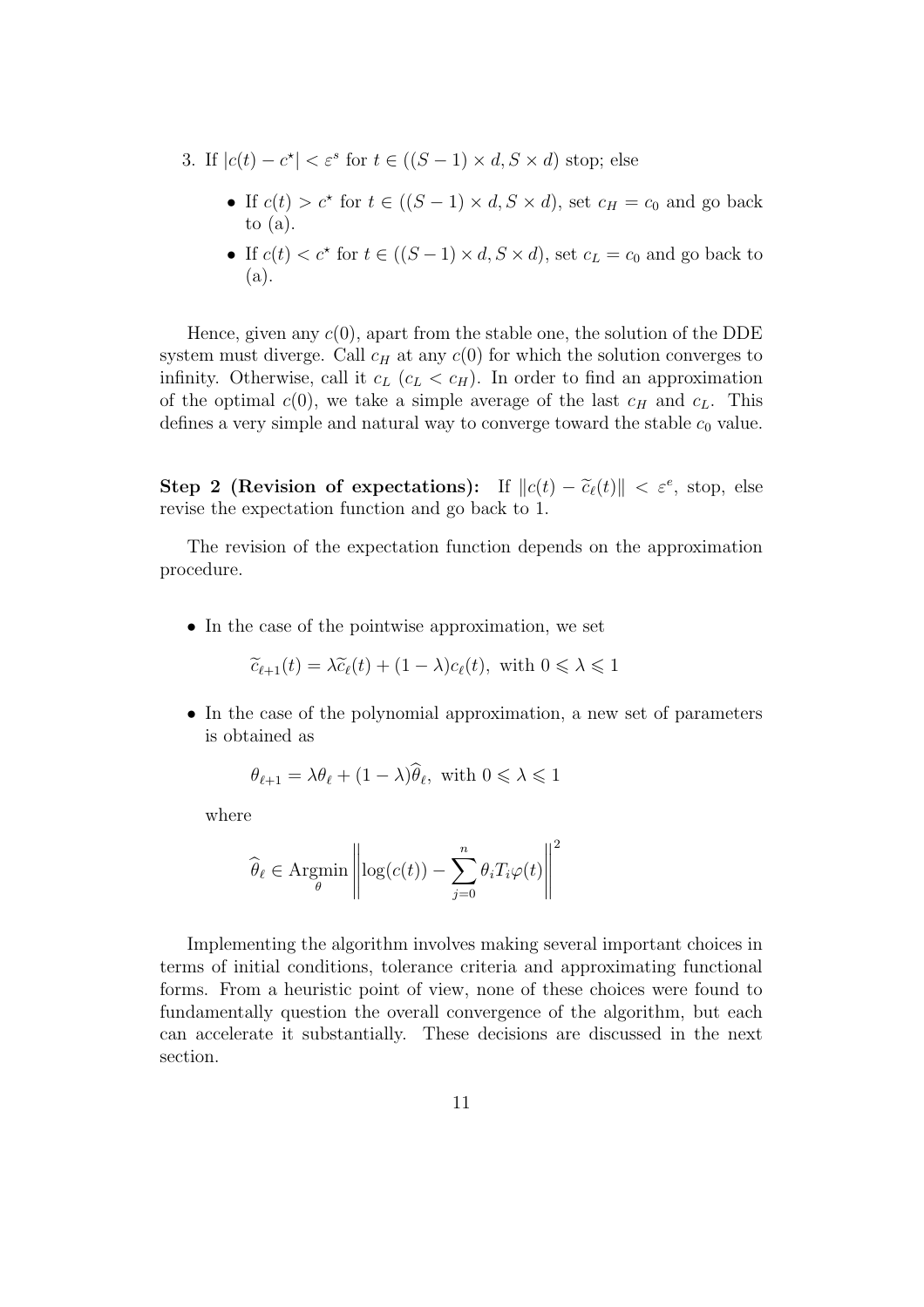3. If $|c(t) - c^\star| < \varepsilon^s$ for $t \in ((S-1) \times d, S \times d)$ stop; else

   - If $c(t) > c^\star$ for $t \in ((S-1) \times d, S \times d)$, set $c_H = c_0$ and go back to (a).
   - If $c(t) < c^\star$ for $t \in ((S-1) \times d, S \times d)$, set $c_L = c_0$ and go back to (a).

Hence, given any $c(0)$, apart from the stable one, the solution of the DDE system must diverge. Call $c_H$ at any $c(0)$ for which the solution converges to infinity. Otherwise, call it $c_L$ ($c_L < c_H$). In order to find an approximation of the optimal $c(0)$, we take a simple average of the last $c_H$ and $c_L$. This defines a very simple and natural way to converge toward the stable $c_0$ value.

**Step 2 (Revision of expectations):** If $\|c(t) - \widetilde{c}_\ell(t)\| < \varepsilon^e$, stop, else revise the expectation function and go back to 1.

The revision of the expectation function depends on the approximation procedure.

- In the case of the pointwise approximation, we set

$$\widetilde{c}_{\ell+1}(t) = \lambda \widetilde{c}_\ell(t) + (1-\lambda) c_\ell(t), \text{ with } 0 \leqslant \lambda \leqslant 1$$

- In the case of the polynomial approximation, a new set of parameters is obtained as

$$\theta_{\ell+1} = \lambda \theta_\ell + (1-\lambda) \widehat{\theta}_\ell, \text{ with } 0 \leqslant \lambda \leqslant 1$$

  where

$$\widehat{\theta}_\ell \in \underset{\theta}{\text{Argmin}} \left\| \log(c(t)) - \sum_{j=0}^{n} \theta_i T_i \varphi(t) \right\|^2$$

Implementing the algorithm involves making several important choices in terms of initial conditions, tolerance criteria and approximating functional forms. From a heuristic point of view, none of these choices were found to fundamentally question the overall convergence of the algorithm, but each can accelerate it substantially. These decisions are discussed in the next section.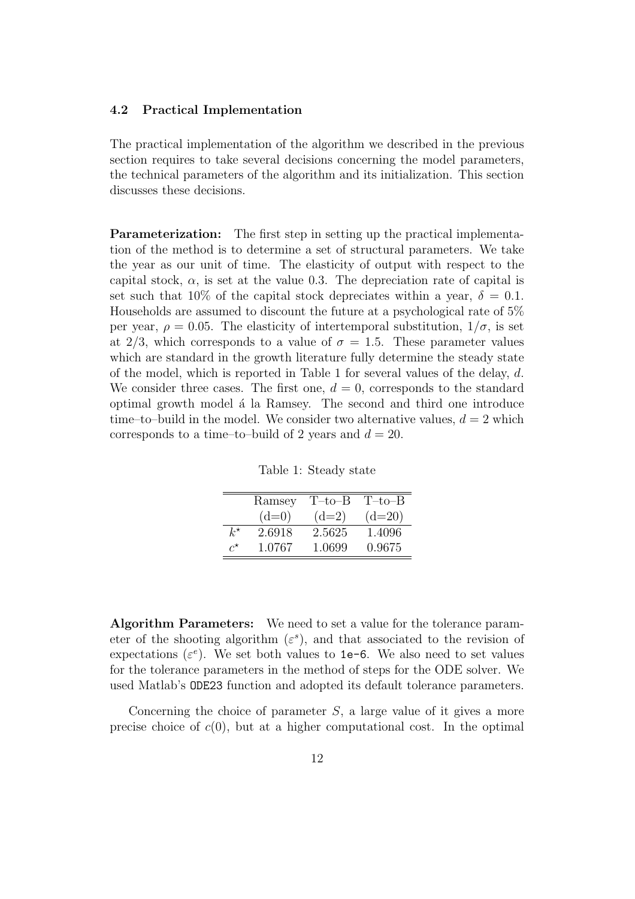### 4.2 Practical Implementation

The practical implementation of the algorithm we described in the previous section requires to take several decisions concerning the model parameters, the technical parameters of the algorithm and its initialization. This section discusses these decisions.

**Parameterization:** The first step in setting up the practical implementation of the method is to determine a set of structural parameters. We take the year as our unit of time. The elasticity of output with respect to the capital stock, $\alpha$, is set at the value 0.3. The depreciation rate of capital is set such that 10% of the capital stock depreciates within a year, $\delta = 0.1$. Households are assumed to discount the future at a psychological rate of 5% per year, $\rho = 0.05$. The elasticity of intertemporal substitution, $1/\sigma$, is set at 2/3, which corresponds to a value of $\sigma = 1.5$. These parameter values which are standard in the growth literature fully determine the steady state of the model, which is reported in Table 1 for several values of the delay, $d$. We consider three cases. The first one, $d = 0$, corresponds to the standard optimal growth model á la Ramsey. The second and third one introduce time–to–build in the model. We consider two alternative values, $d = 2$ which corresponds to a time–to–build of 2 years and $d = 20$.

Table 1: Steady state

| | Ramsey (d=0) | T–to–B (d=2) | T–to–B (d=20) |
|---|---|---|---|
| $k^\star$ | 2.6918 | 2.5625 | 1.4096 |
| $c^\star$ | 1.0767 | 1.0699 | 0.9675 |

**Algorithm Parameters:** We need to set a value for the tolerance parameter of the shooting algorithm ($\varepsilon^s$), and that associated to the revision of expectations ($\varepsilon^e$). We set both values to `1e-6`. We also need to set values for the tolerance parameters in the method of steps for the ODE solver. We used Matlab's `ODE23` function and adopted its default tolerance parameters.

Concerning the choice of parameter $S$, a large value of it gives a more precise choice of $c(0)$, but at a higher computational cost. In the optimal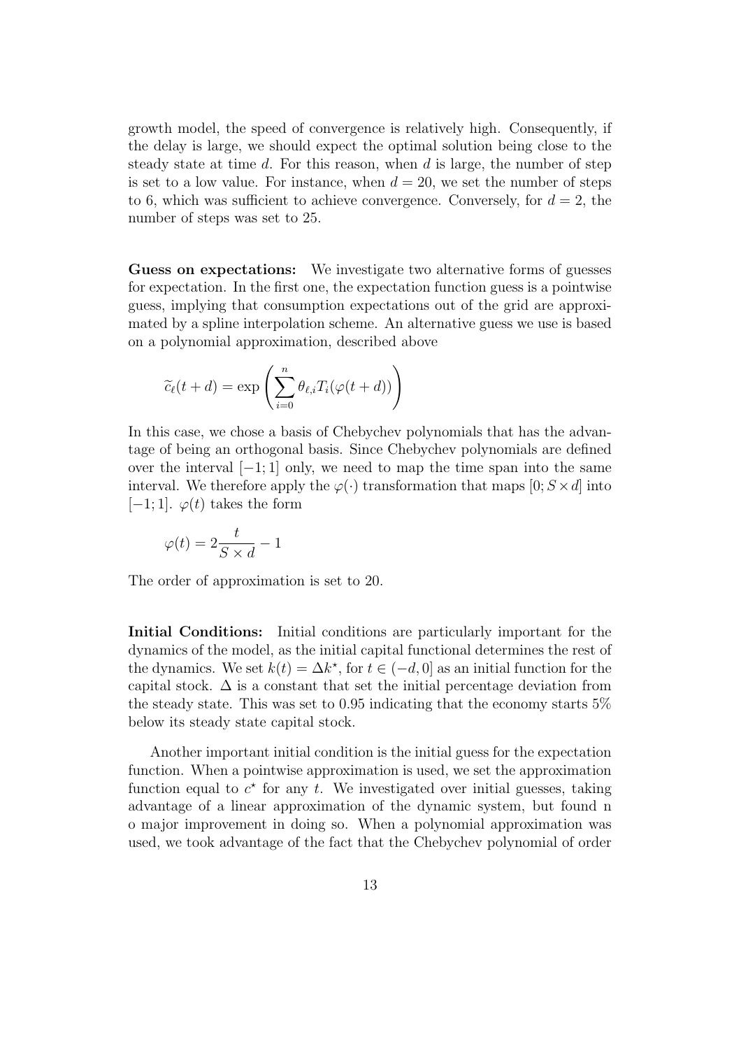growth model, the speed of convergence is relatively high. Consequently, if the delay is large, we should expect the optimal solution being close to the steady state at time $d$. For this reason, when $d$ is large, the number of step is set to a low value. For instance, when $d = 20$, we set the number of steps to 6, which was sufficient to achieve convergence. Conversely, for $d = 2$, the number of steps was set to 25.

**Guess on expectations:** We investigate two alternative forms of guesses for expectation. In the first one, the expectation function guess is a pointwise guess, implying that consumption expectations out of the grid are approximated by a spline interpolation scheme. An alternative guess we use is based on a polynomial approximation, described above

$$\widetilde{c}_{\ell}(t+d) = \exp\left(\sum_{i=0}^{n} \theta_{\ell,i} T_i(\varphi(t+d))\right)$$

In this case, we chose a basis of Chebychev polynomials that has the advantage of being an orthogonal basis. Since Chebychev polynomials are defined over the interval $[-1;1]$ only, we need to map the time span into the same interval. We therefore apply the $\varphi(\cdot)$ transformation that maps $[0; S \times d]$ into $[-1;1]$. $\varphi(t)$ takes the form

$$\varphi(t) = 2\frac{t}{S \times d} - 1$$

The order of approximation is set to 20.

**Initial Conditions:** Initial conditions are particularly important for the dynamics of the model, as the initial capital functional determines the rest of the dynamics. We set $k(t) = \Delta k^{\star}$, for $t \in (-d, 0]$ as an initial function for the capital stock. $\Delta$ is a constant that set the initial percentage deviation from the steady state. This was set to 0.95 indicating that the economy starts 5% below its steady state capital stock.

Another important initial condition is the initial guess for the expectation function. When a pointwise approximation is used, we set the approximation function equal to $c^{\star}$ for any $t$. We investigated over initial guesses, taking advantage of a linear approximation of the dynamic system, but found n o major improvement in doing so. When a polynomial approximation was used, we took advantage of the fact that the Chebychev polynomial of order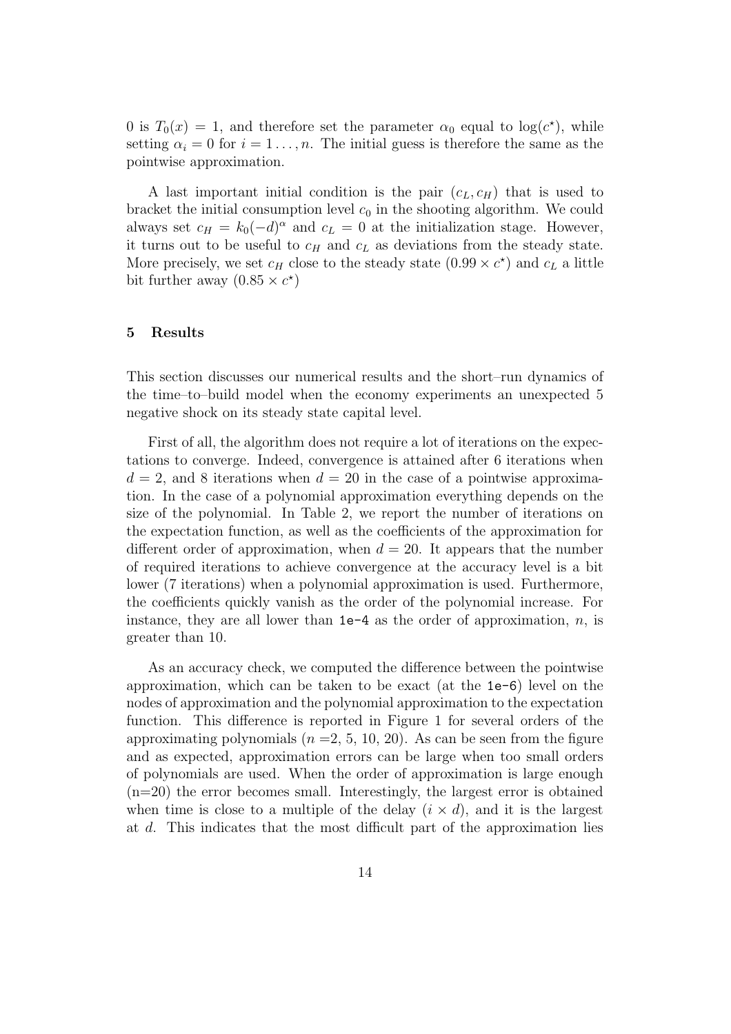0 is $T_0(x) = 1$, and therefore set the parameter $\alpha_0$ equal to $\log(c^\star)$, while setting $\alpha_i = 0$ for $i = 1 \ldots, n$. The initial guess is therefore the same as the pointwise approximation.

A last important initial condition is the pair $(c_L, c_H)$ that is used to bracket the initial consumption level $c_0$ in the shooting algorithm. We could always set $c_H = k_0(-d)^\alpha$ and $c_L = 0$ at the initialization stage. However, it turns out to be useful to $c_H$ and $c_L$ as deviations from the steady state. More precisely, we set $c_H$ close to the steady state $(0.99 \times c^\star)$ and $c_L$ a little bit further away $(0.85 \times c^\star)$

## 5 Results

This section discusses our numerical results and the short–run dynamics of the time–to–build model when the economy experiments an unexpected 5 negative shock on its steady state capital level.

First of all, the algorithm does not require a lot of iterations on the expectations to converge. Indeed, convergence is attained after 6 iterations when $d = 2$, and 8 iterations when $d = 20$ in the case of a pointwise approximation. In the case of a polynomial approximation everything depends on the size of the polynomial. In Table 2, we report the number of iterations on the expectation function, as well as the coefficients of the approximation for different order of approximation, when $d = 20$. It appears that the number of required iterations to achieve convergence at the accuracy level is a bit lower (7 iterations) when a polynomial approximation is used. Furthermore, the coefficients quickly vanish as the order of the polynomial increase. For instance, they are all lower than `1e-4` as the order of approximation, $n$, is greater than 10.

As an accuracy check, we computed the difference between the pointwise approximation, which can be taken to be exact (at the `1e-6`) level on the nodes of approximation and the polynomial approximation to the expectation function. This difference is reported in Figure 1 for several orders of the approximating polynomials ($n$ =2, 5, 10, 20). As can be seen from the figure and as expected, approximation errors can be large when too small orders of polynomials are used. When the order of approximation is large enough (n=20) the error becomes small. Interestingly, the largest error is obtained when time is close to a multiple of the delay $(i \times d)$, and it is the largest at $d$. This indicates that the most difficult part of the approximation lies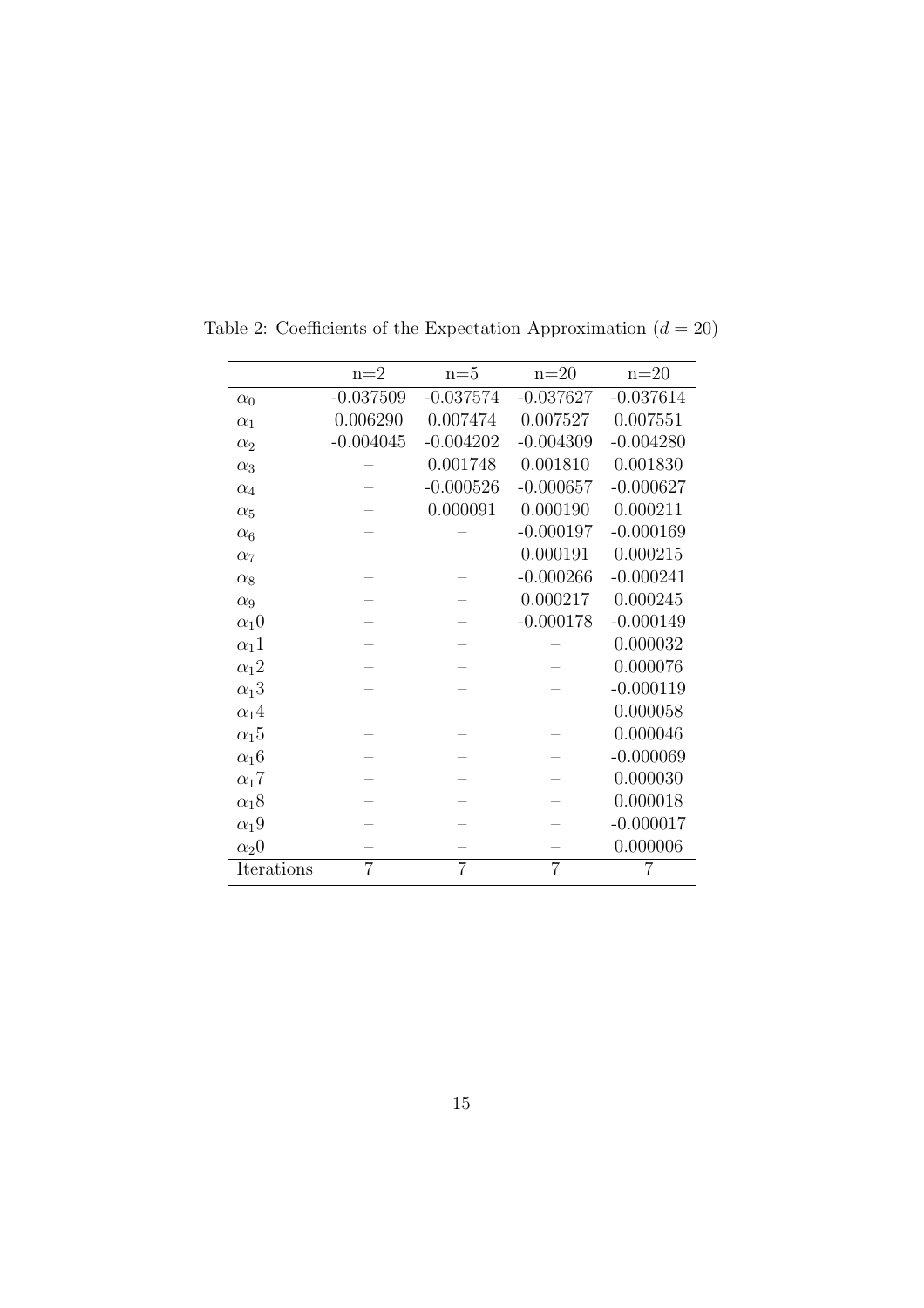Table 2: Coefficients of the Expectation Approximation ($d = 20$)

| | n=2 | n=5 | n=20 | n=20 |
|---|---|---|---|---|
| $\alpha_0$ | -0.037509 | -0.037574 | -0.037627 | -0.037614 |
| $\alpha_1$ | 0.006290 | 0.007474 | 0.007527 | 0.007551 |
| $\alpha_2$ | -0.004045 | -0.004202 | -0.004309 | -0.004280 |
| $\alpha_3$ | – | 0.001748 | 0.001810 | 0.001830 |
| $\alpha_4$ | – | -0.000526 | -0.000657 | -0.000627 |
| $\alpha_5$ | – | 0.000091 | 0.000190 | 0.000211 |
| $\alpha_6$ | – | – | -0.000197 | -0.000169 |
| $\alpha_7$ | – | – | 0.000191 | 0.000215 |
| $\alpha_8$ | – | – | -0.000266 | -0.000241 |
| $\alpha_9$ | – | – | 0.000217 | 0.000245 |
| $\alpha_1 0$ | – | – | -0.000178 | -0.000149 |
| $\alpha_1 1$ | – | – | – | 0.000032 |
| $\alpha_1 2$ | – | – | – | 0.000076 |
| $\alpha_1 3$ | – | – | – | -0.000119 |
| $\alpha_1 4$ | – | – | – | 0.000058 |
| $\alpha_1 5$ | – | – | – | 0.000046 |
| $\alpha_1 6$ | – | – | – | -0.000069 |
| $\alpha_1 7$ | – | – | – | 0.000030 |
| $\alpha_1 8$ | – | – | – | 0.000018 |
| $\alpha_1 9$ | – | – | – | -0.000017 |
| $\alpha_2 0$ | – | – | – | 0.000006 |
| Iterations | 7 | 7 | 7 | 7 |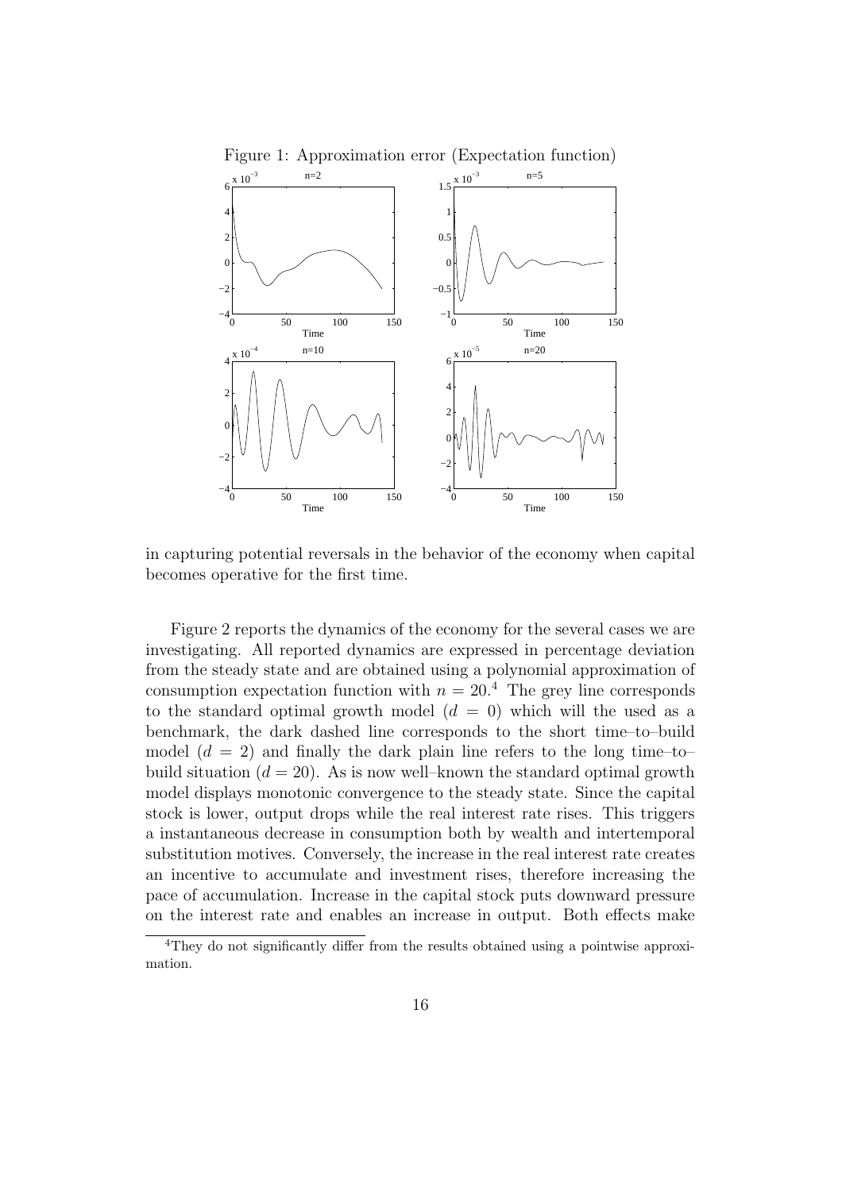Figure 1: Approximation error (Expectation function)

in capturing potential reversals in the behavior of the economy when capital becomes operative for the first time.

Figure 2 reports the dynamics of the economy for the several cases we are investigating. All reported dynamics are expressed in percentage deviation from the steady state and are obtained using a polynomial approximation of consumption expectation function with $n = 20$.[4] The grey line corresponds to the standard optimal growth model ($d = 0$) which will the used as a benchmark, the dark dashed line corresponds to the short time–to–build model ($d = 2$) and finally the dark plain line refers to the long time–to–build situation ($d = 20$). As is now well–known the standard optimal growth model displays monotonic convergence to the steady state. Since the capital stock is lower, output drops while the real interest rate rises. This triggers a instantaneous decrease in consumption both by wealth and intertemporal substitution motives. Conversely, the increase in the real interest rate creates an incentive to accumulate and investment rises, therefore increasing the pace of accumulation. Increase in the capital stock puts downward pressure on the interest rate and enables an increase in output. Both effects make

[4] They do not significantly differ from the results obtained using a pointwise approximation.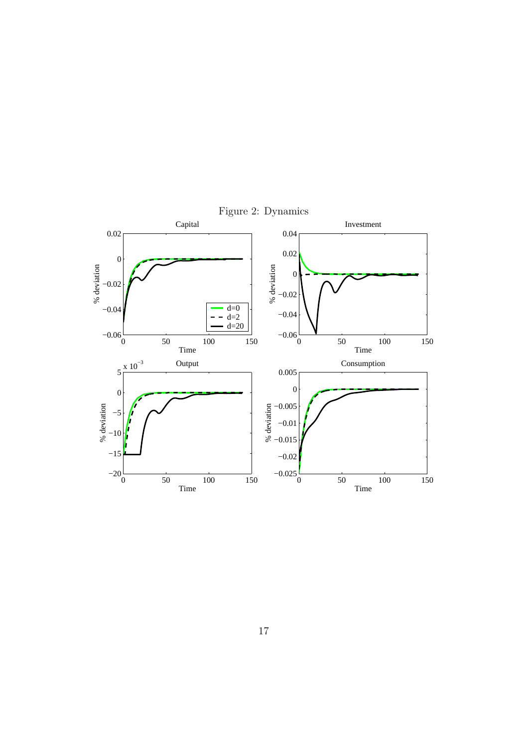Figure 2: Dynamics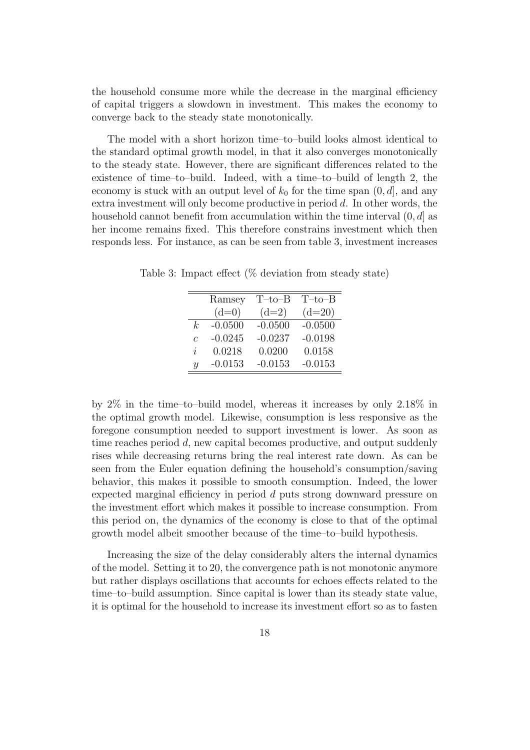the household consume more while the decrease in the marginal efficiency of capital triggers a slowdown in investment. This makes the economy to converge back to the steady state monotonically.

The model with a short horizon time–to–build looks almost identical to the standard optimal growth model, in that it also converges monotonically to the steady state. However, there are significant differences related to the existence of time–to–build. Indeed, with a time–to–build of length 2, the economy is stuck with an output level of $k_0$ for the time span $(0, d]$, and any extra investment will only become productive in period $d$. In other words, the household cannot benefit from accumulation within the time interval $(0, d]$ as her income remains fixed. This therefore constrains investment which then responds less. For instance, as can be seen from table 3, investment increases

Table 3: Impact effect (% deviation from steady state)

| | Ramsey (d=0) | T–to–B (d=2) | T–to–B (d=20) |
|---|---|---|---|
| $k$ | -0.0500 | -0.0500 | -0.0500 |
| $c$ | -0.0245 | -0.0237 | -0.0198 |
| $i$ | 0.0218 | 0.0200 | 0.0158 |
| $y$ | -0.0153 | -0.0153 | -0.0153 |

by 2% in the time–to–build model, whereas it increases by only 2.18% in the optimal growth model. Likewise, consumption is less responsive as the foregone consumption needed to support investment is lower. As soon as time reaches period $d$, new capital becomes productive, and output suddenly rises while decreasing returns bring the real interest rate down. As can be seen from the Euler equation defining the household's consumption/saving behavior, this makes it possible to smooth consumption. Indeed, the lower expected marginal efficiency in period $d$ puts strong downward pressure on the investment effort which makes it possible to increase consumption. From this period on, the dynamics of the economy is close to that of the optimal growth model albeit smoother because of the time–to–build hypothesis.

Increasing the size of the delay considerably alters the internal dynamics of the model. Setting it to 20, the convergence path is not monotonic anymore but rather displays oscillations that accounts for echoes effects related to the time–to–build assumption. Since capital is lower than its steady state value, it is optimal for the household to increase its investment effort so as to fasten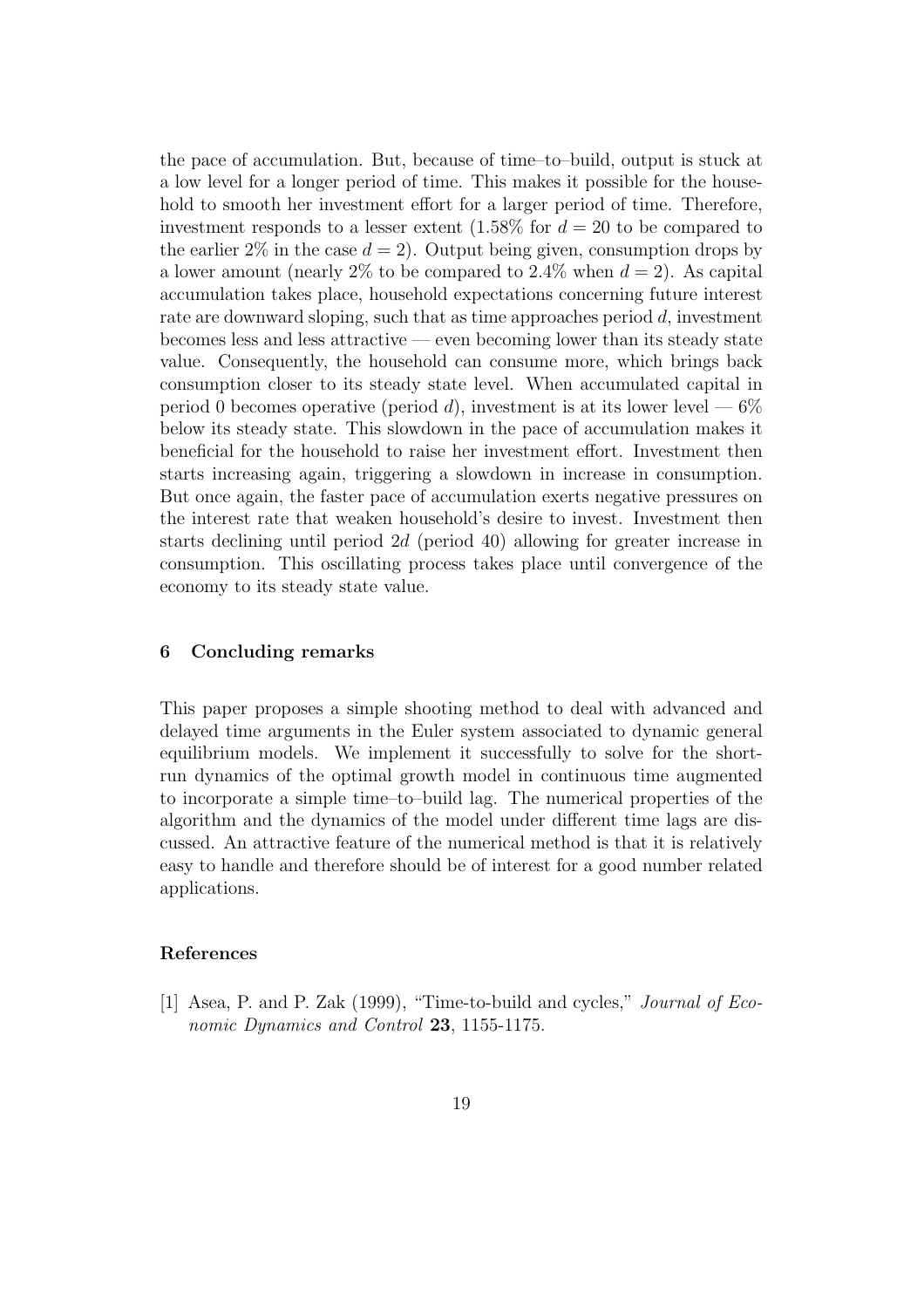the pace of accumulation. But, because of time–to–build, output is stuck at a low level for a longer period of time. This makes it possible for the household to smooth her investment effort for a larger period of time. Therefore, investment responds to a lesser extent (1.58% for $d = 20$ to be compared to the earlier 2% in the case $d = 2$). Output being given, consumption drops by a lower amount (nearly 2% to be compared to 2.4% when $d = 2$). As capital accumulation takes place, household expectations concerning future interest rate are downward sloping, such that as time approaches period $d$, investment becomes less and less attractive — even becoming lower than its steady state value. Consequently, the household can consume more, which brings back consumption closer to its steady state level. When accumulated capital in period 0 becomes operative (period $d$), investment is at its lower level — 6% below its steady state. This slowdown in the pace of accumulation makes it beneficial for the household to raise her investment effort. Investment then starts increasing again, triggering a slowdown in increase in consumption. But once again, the faster pace of accumulation exerts negative pressures on the interest rate that weaken household's desire to invest. Investment then starts declining until period $2d$ (period 40) allowing for greater increase in consumption. This oscillating process takes place until convergence of the economy to its steady state value.

## 6 Concluding remarks

This paper proposes a simple shooting method to deal with advanced and delayed time arguments in the Euler system associated to dynamic general equilibrium models. We implement it successfully to solve for the short-run dynamics of the optimal growth model in continuous time augmented to incorporate a simple time–to–build lag. The numerical properties of the algorithm and the dynamics of the model under different time lags are discussed. An attractive feature of the numerical method is that it is relatively easy to handle and therefore should be of interest for a good number related applications.

## References

[1] Asea, P. and P. Zak (1999), "Time-to-build and cycles," *Journal of Economic Dynamics and Control* **23**, 1155-1175.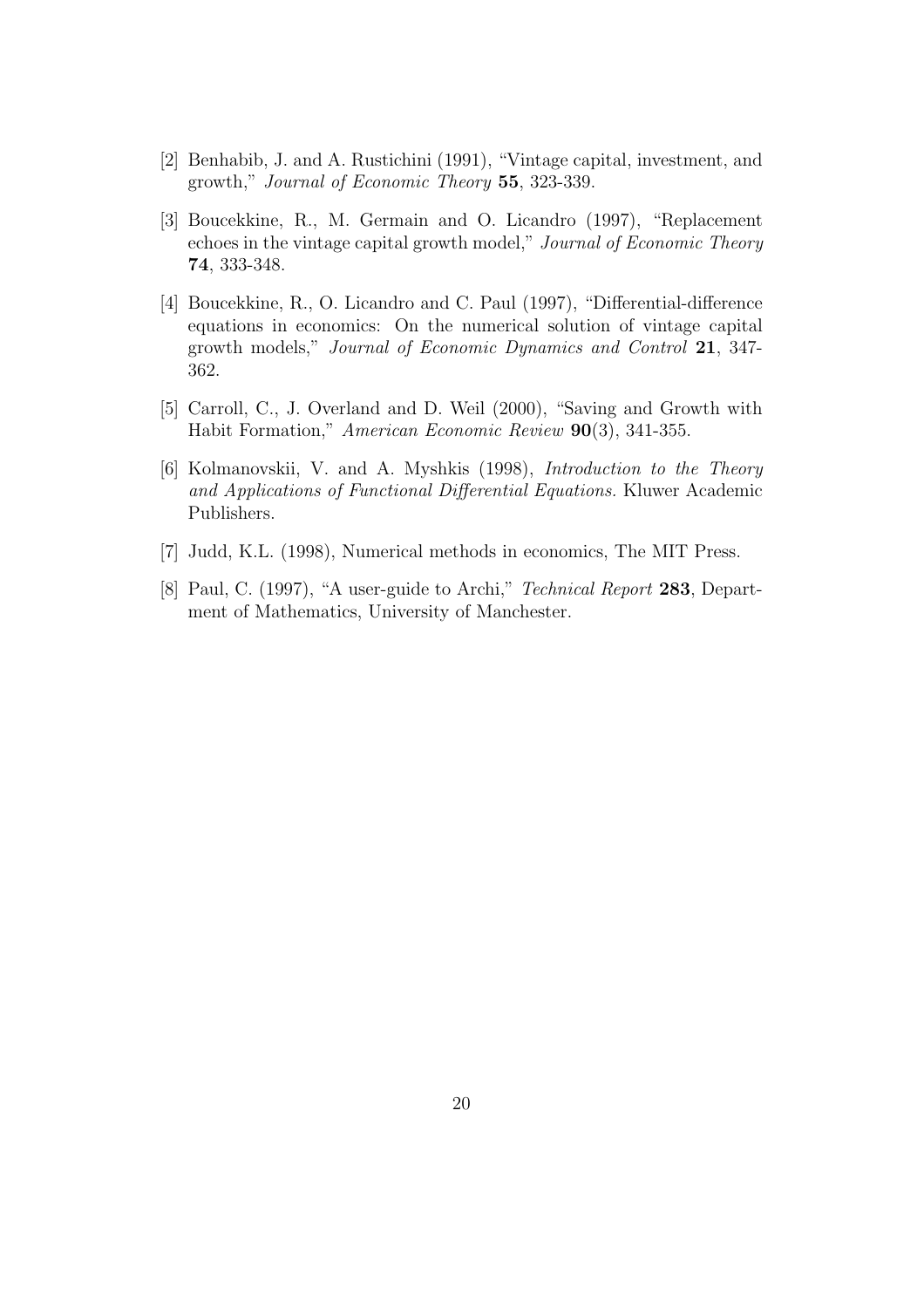[2] Benhabib, J. and A. Rustichini (1991), "Vintage capital, investment, and growth," *Journal of Economic Theory* **55**, 323-339.

[3] Boucekkine, R., M. Germain and O. Licandro (1997), "Replacement echoes in the vintage capital growth model," *Journal of Economic Theory* **74**, 333-348.

[4] Boucekkine, R., O. Licandro and C. Paul (1997), "Differential-difference equations in economics: On the numerical solution of vintage capital growth models," *Journal of Economic Dynamics and Control* **21**, 347-362.

[5] Carroll, C., J. Overland and D. Weil (2000), "Saving and Growth with Habit Formation," *American Economic Review* **90**(3), 341-355.

[6] Kolmanovskii, V. and A. Myshkis (1998), *Introduction to the Theory and Applications of Functional Differential Equations*. Kluwer Academic Publishers.

[7] Judd, K.L. (1998), Numerical methods in economics, The MIT Press.

[8] Paul, C. (1997), "A user-guide to Archi," *Technical Report* **283**, Department of Mathematics, University of Manchester.